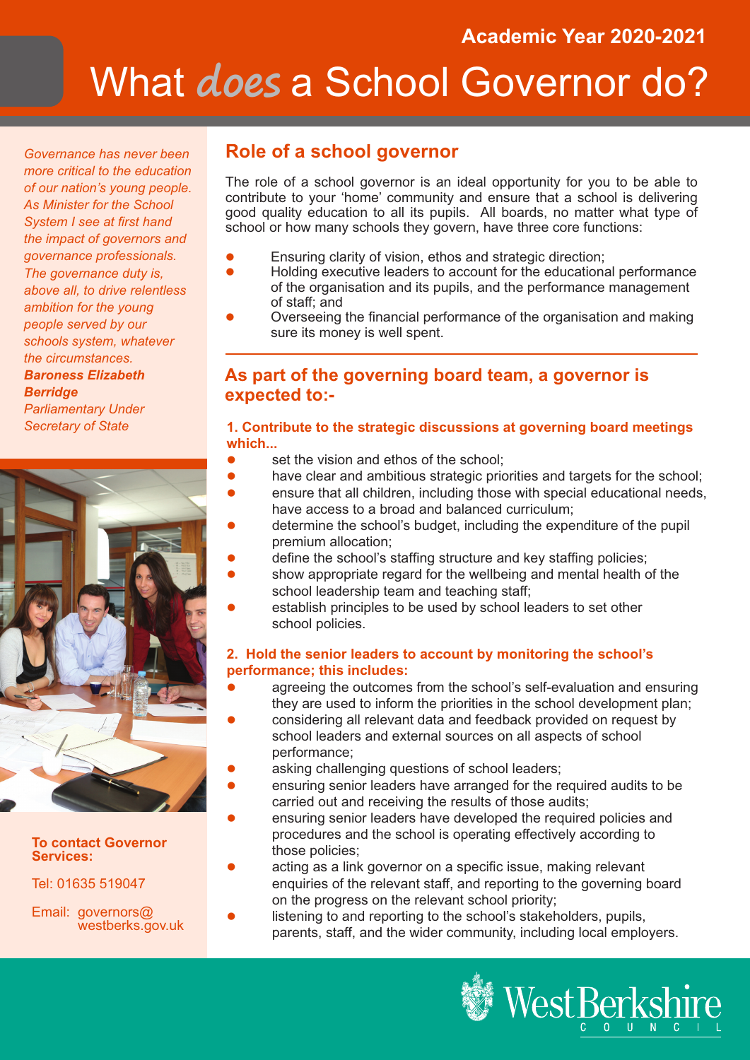Academic Year 2020-2021

# What *does* a School Governor do?

*Governance has never been more critical to the education of our nation's young people. As Minister for the School System I see at first hand the impact of governors and governance professionals. The governance duty is, above all, to drive relentless ambition for the young people served by our schools system, whatever the circumstances.*
***Baroness Elizabeth Berridge***
*Parliamentary Under Secretary of State*

## Role of a school governor

The role of a school governor is an ideal opportunity for you to be able to contribute to your 'home' community and ensure that a school is delivering good quality education to all its pupils. All boards, no matter what type of school or how many schools they govern, have three core functions:

- Ensuring clarity of vision, ethos and strategic direction;
- Holding executive leaders to account for the educational performance of the organisation and its pupils, and the performance management of staff; and
- Overseeing the financial performance of the organisation and making sure its money is well spent.

## As part of the governing board team, a governor is expected to:-

### 1. Contribute to the strategic discussions at governing board meetings which...

- set the vision and ethos of the school;
- have clear and ambitious strategic priorities and targets for the school;
- ensure that all children, including those with special educational needs, have access to a broad and balanced curriculum;
- determine the school's budget, including the expenditure of the pupil premium allocation;
- define the school's staffing structure and key staffing policies;
- show appropriate regard for the wellbeing and mental health of the school leadership team and teaching staff;
- establish principles to be used by school leaders to set other school policies.

### 2. Hold the senior leaders to account by monitoring the school's performance; this includes:

- agreeing the outcomes from the school's self-evaluation and ensuring they are used to inform the priorities in the school development plan;
- considering all relevant data and feedback provided on request by school leaders and external sources on all aspects of school performance;
- asking challenging questions of school leaders;
- ensuring senior leaders have arranged for the required audits to be carried out and receiving the results of those audits;
- ensuring senior leaders have developed the required policies and procedures and the school is operating effectively according to those policies;
- acting as a link governor on a specific issue, making relevant enquiries of the relevant staff, and reporting to the governing board on the progress on the relevant school priority;
- listening to and reporting to the school's stakeholders, pupils, parents, staff, and the wider community, including local employers.

**To contact Governor Services:**

Tel: 01635 519047

Email: governors@westberks.gov.uk

West Berkshire Council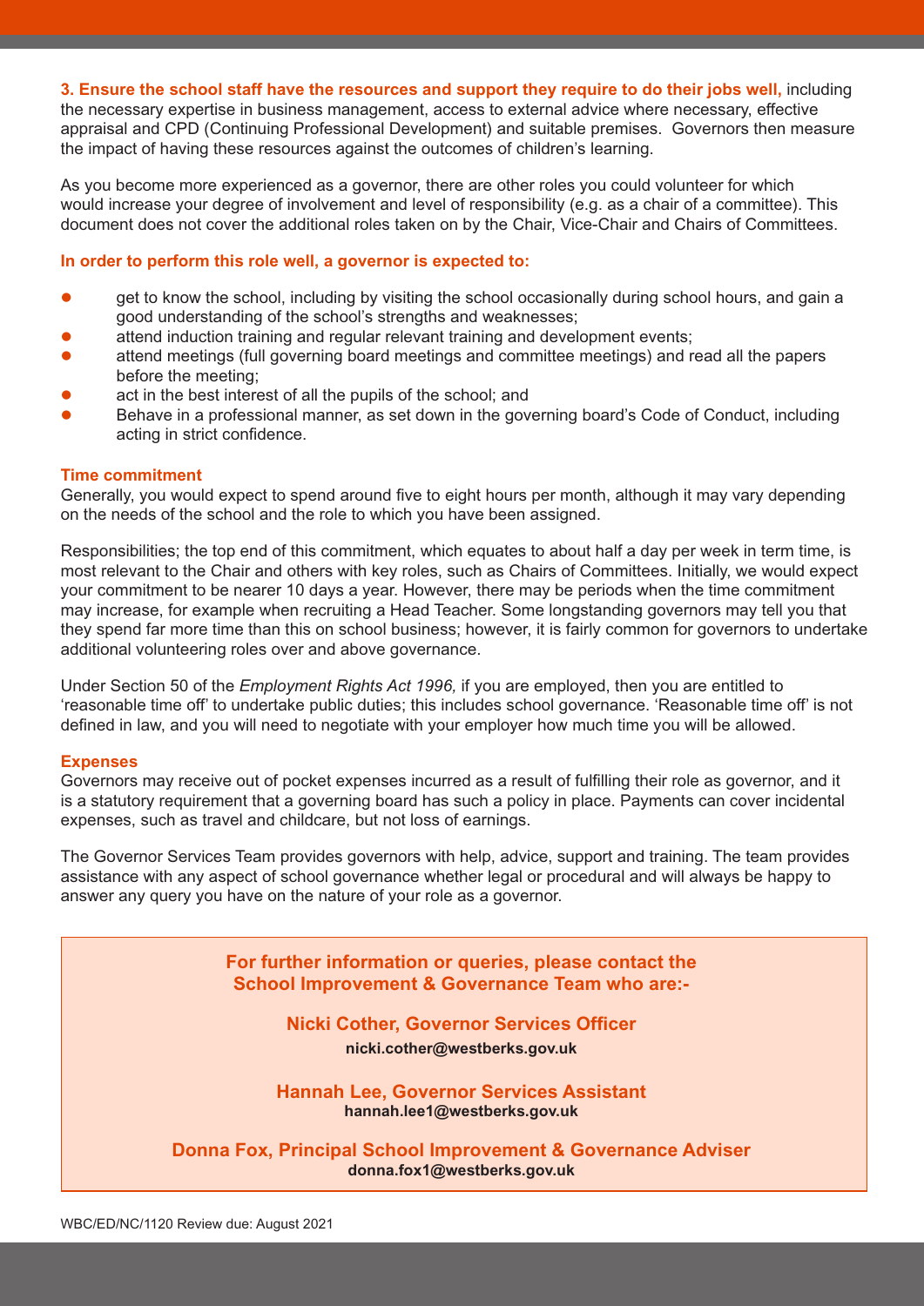**3. Ensure the school staff have the resources and support they require to do their jobs well,** including the necessary expertise in business management, access to external advice where necessary, effective appraisal and CPD (Continuing Professional Development) and suitable premises. Governors then measure the impact of having these resources against the outcomes of children's learning.

As you become more experienced as a governor, there are other roles you could volunteer for which would increase your degree of involvement and level of responsibility (e.g. as a chair of a committee). This document does not cover the additional roles taken on by the Chair, Vice-Chair and Chairs of Committees.

**In order to perform this role well, a governor is expected to:**

- get to know the school, including by visiting the school occasionally during school hours, and gain a good understanding of the school's strengths and weaknesses;
- attend induction training and regular relevant training and development events;
- attend meetings (full governing board meetings and committee meetings) and read all the papers before the meeting;
- act in the best interest of all the pupils of the school; and
- Behave in a professional manner, as set down in the governing board's Code of Conduct, including acting in strict confidence.

**Time commitment**

Generally, you would expect to spend around five to eight hours per month, although it may vary depending on the needs of the school and the role to which you have been assigned.

Responsibilities; the top end of this commitment, which equates to about half a day per week in term time, is most relevant to the Chair and others with key roles, such as Chairs of Committees. Initially, we would expect your commitment to be nearer 10 days a year. However, there may be periods when the time commitment may increase, for example when recruiting a Head Teacher. Some longstanding governors may tell you that they spend far more time than this on school business; however, it is fairly common for governors to undertake additional volunteering roles over and above governance.

Under Section 50 of the *Employment Rights Act 1996,* if you are employed, then you are entitled to 'reasonable time off' to undertake public duties; this includes school governance. 'Reasonable time off' is not defined in law, and you will need to negotiate with your employer how much time you will be allowed.

**Expenses**

Governors may receive out of pocket expenses incurred as a result of fulfilling their role as governor, and it is a statutory requirement that a governing board has such a policy in place. Payments can cover incidental expenses, such as travel and childcare, but not loss of earnings.

The Governor Services Team provides governors with help, advice, support and training. The team provides assistance with any aspect of school governance whether legal or procedural and will always be happy to answer any query you have on the nature of your role as a governor.

**For further information or queries, please contact the School Improvement & Governance Team who are:-**

**Nicki Cother, Governor Services Officer**
**nicki.cother@westberks.gov.uk**

**Hannah Lee, Governor Services Assistant**
**hannah.lee1@westberks.gov.uk**

**Donna Fox, Principal School Improvement & Governance Adviser**
**donna.fox1@westberks.gov.uk**

WBC/ED/NC/1120 Review due: August 2021